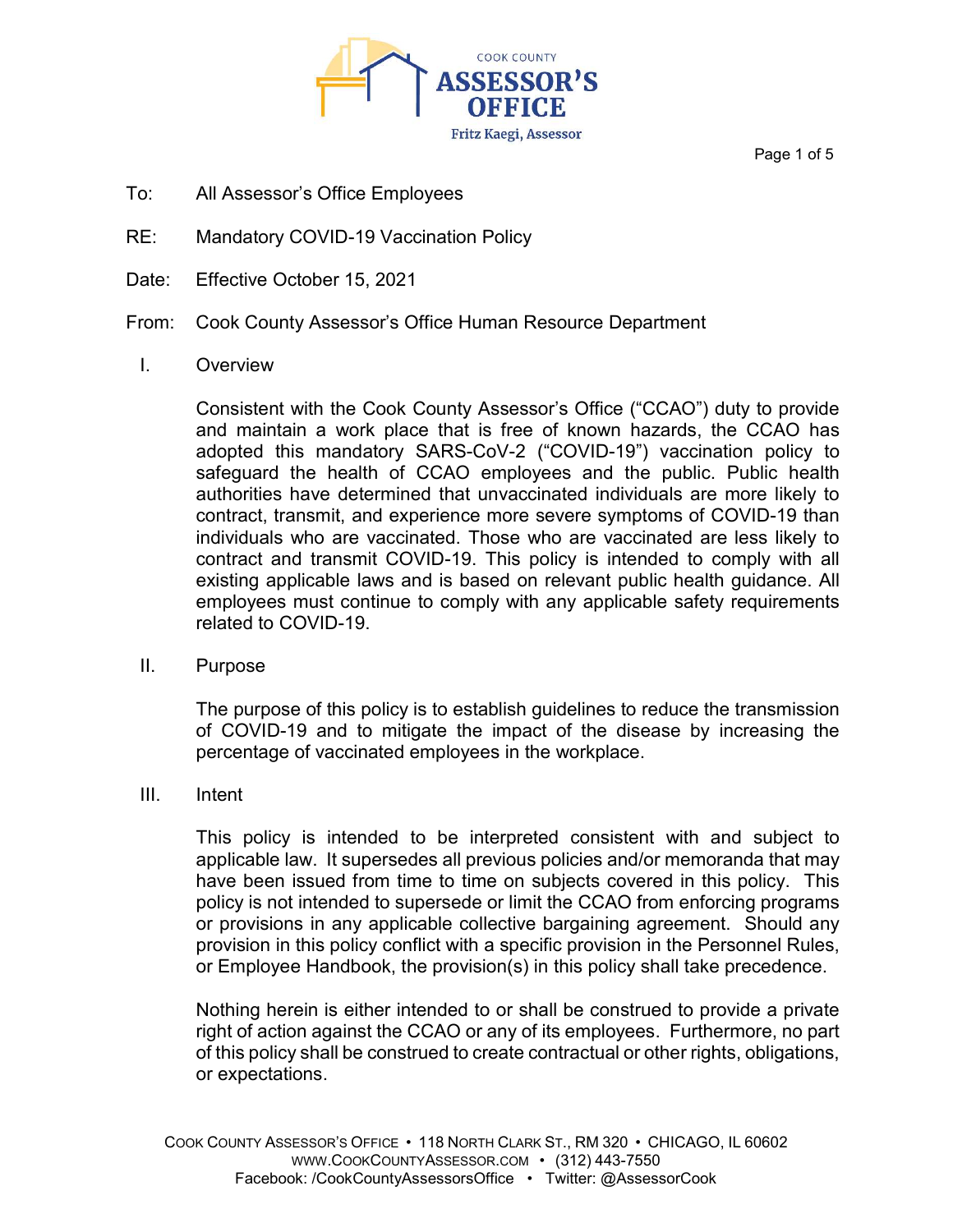COOK COUNTY

**ASSESSOR'S OFFICE**

Fritz Kaegi, Assessor

To: All Assessor's Office Employees

RE: Mandatory COVID-19 Vaccination Policy

Date: Effective October 15, 2021

From: Cook County Assessor's Office Human Resource Department

## I. Overview

Consistent with the Cook County Assessor's Office ("CCAO") duty to provide and maintain a work place that is free of known hazards, the CCAO has adopted this mandatory SARS-CoV-2 ("COVID-19") vaccination policy to safeguard the health of CCAO employees and the public. Public health authorities have determined that unvaccinated individuals are more likely to contract, transmit, and experience more severe symptoms of COVID-19 than individuals who are vaccinated. Those who are vaccinated are less likely to contract and transmit COVID-19. This policy is intended to comply with all existing applicable laws and is based on relevant public health guidance. All employees must continue to comply with any applicable safety requirements related to COVID-19.

## II. Purpose

The purpose of this policy is to establish guidelines to reduce the transmission of COVID-19 and to mitigate the impact of the disease by increasing the percentage of vaccinated employees in the workplace.

## III. Intent

This policy is intended to be interpreted consistent with and subject to applicable law. It supersedes all previous policies and/or memoranda that may have been issued from time to time on subjects covered in this policy. This policy is not intended to supersede or limit the CCAO from enforcing programs or provisions in any applicable collective bargaining agreement. Should any provision in this policy conflict with a specific provision in the Personnel Rules, or Employee Handbook, the provision(s) in this policy shall take precedence.

Nothing herein is either intended to or shall be construed to provide a private right of action against the CCAO or any of its employees. Furthermore, no part of this policy shall be construed to create contractual or other rights, obligations, or expectations.

COOK COUNTY ASSESSOR'S OFFICE • 118 NORTH CLARK ST., RM 320 • CHICAGO, IL 60602
WWW.COOKCOUNTYASSESSOR.COM • (312) 443-7550
Facebook: /CookCountyAssessorsOffice • Twitter: @AssessorCook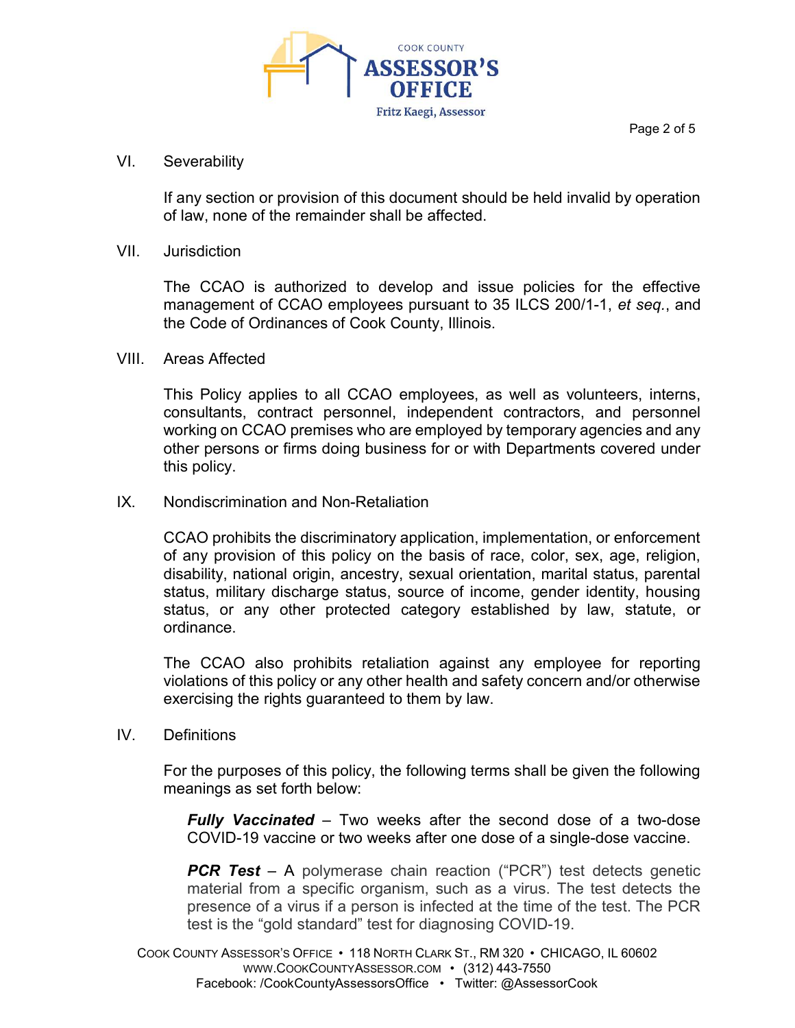## VI. Severability

If any section or provision of this document should be held invalid by operation of law, none of the remainder shall be affected.

## VII. Jurisdiction

The CCAO is authorized to develop and issue policies for the effective management of CCAO employees pursuant to 35 ILCS 200/1-1, *et seq.*, and the Code of Ordinances of Cook County, Illinois.

## VIII. Areas Affected

This Policy applies to all CCAO employees, as well as volunteers, interns, consultants, contract personnel, independent contractors, and personnel working on CCAO premises who are employed by temporary agencies and any other persons or firms doing business for or with Departments covered under this policy.

## IX. Nondiscrimination and Non-Retaliation

CCAO prohibits the discriminatory application, implementation, or enforcement of any provision of this policy on the basis of race, color, sex, age, religion, disability, national origin, ancestry, sexual orientation, marital status, parental status, military discharge status, source of income, gender identity, housing status, or any other protected category established by law, statute, or ordinance.

The CCAO also prohibits retaliation against any employee for reporting violations of this policy or any other health and safety concern and/or otherwise exercising the rights guaranteed to them by law.

## IV. Definitions

For the purposes of this policy, the following terms shall be given the following meanings as set forth below:

***Fully Vaccinated*** – Two weeks after the second dose of a two-dose COVID-19 vaccine or two weeks after one dose of a single-dose vaccine.

***PCR Test*** – A polymerase chain reaction ("PCR") test detects genetic material from a specific organism, such as a virus. The test detects the presence of a virus if a person is infected at the time of the test. The PCR test is the "gold standard" test for diagnosing COVID-19.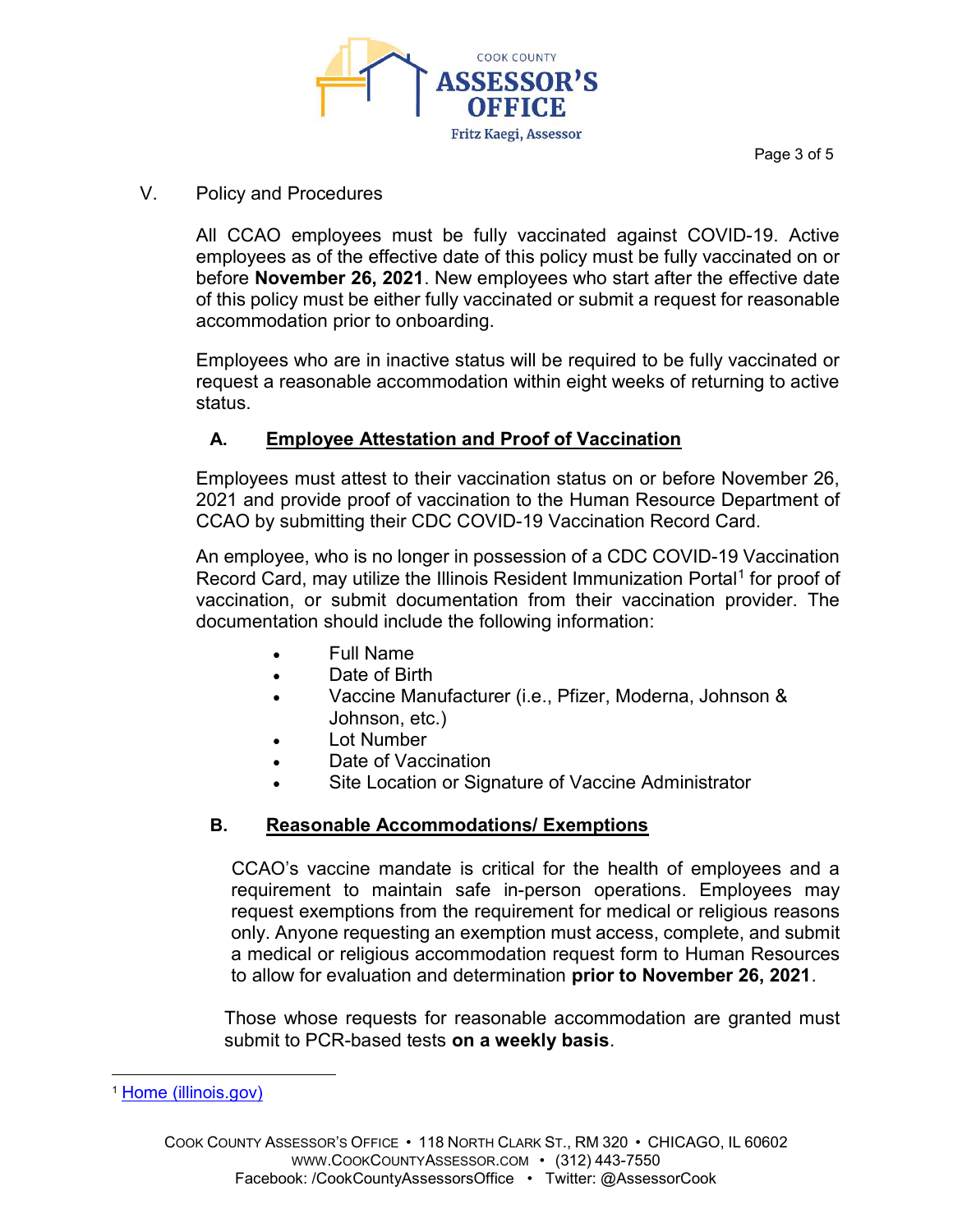## V. Policy and Procedures

All CCAO employees must be fully vaccinated against COVID-19. Active employees as of the effective date of this policy must be fully vaccinated on or before **November 26, 2021**. New employees who start after the effective date of this policy must be either fully vaccinated or submit a request for reasonable accommodation prior to onboarding.

Employees who are in inactive status will be required to be fully vaccinated or request a reasonable accommodation within eight weeks of returning to active status.

### A. Employee Attestation and Proof of Vaccination

Employees must attest to their vaccination status on or before November 26, 2021 and provide proof of vaccination to the Human Resource Department of CCAO by submitting their CDC COVID-19 Vaccination Record Card.

An employee, who is no longer in possession of a CDC COVID-19 Vaccination Record Card, may utilize the Illinois Resident Immunization Portal[1] for proof of vaccination, or submit documentation from their vaccination provider. The documentation should include the following information:

- Full Name
- Date of Birth
- Vaccine Manufacturer (i.e., Pfizer, Moderna, Johnson & Johnson, etc.)
- Lot Number
- Date of Vaccination
- Site Location or Signature of Vaccine Administrator

### B. Reasonable Accommodations/ Exemptions

CCAO's vaccine mandate is critical for the health of employees and a requirement to maintain safe in-person operations. Employees may request exemptions from the requirement for medical or religious reasons only. Anyone requesting an exemption must access, complete, and submit a medical or religious accommodation request form to Human Resources to allow for evaluation and determination **prior to November 26, 2021**.

Those whose requests for reasonable accommodation are granted must submit to PCR-based tests **on a weekly basis**.

---

[1] Home (illinois.gov)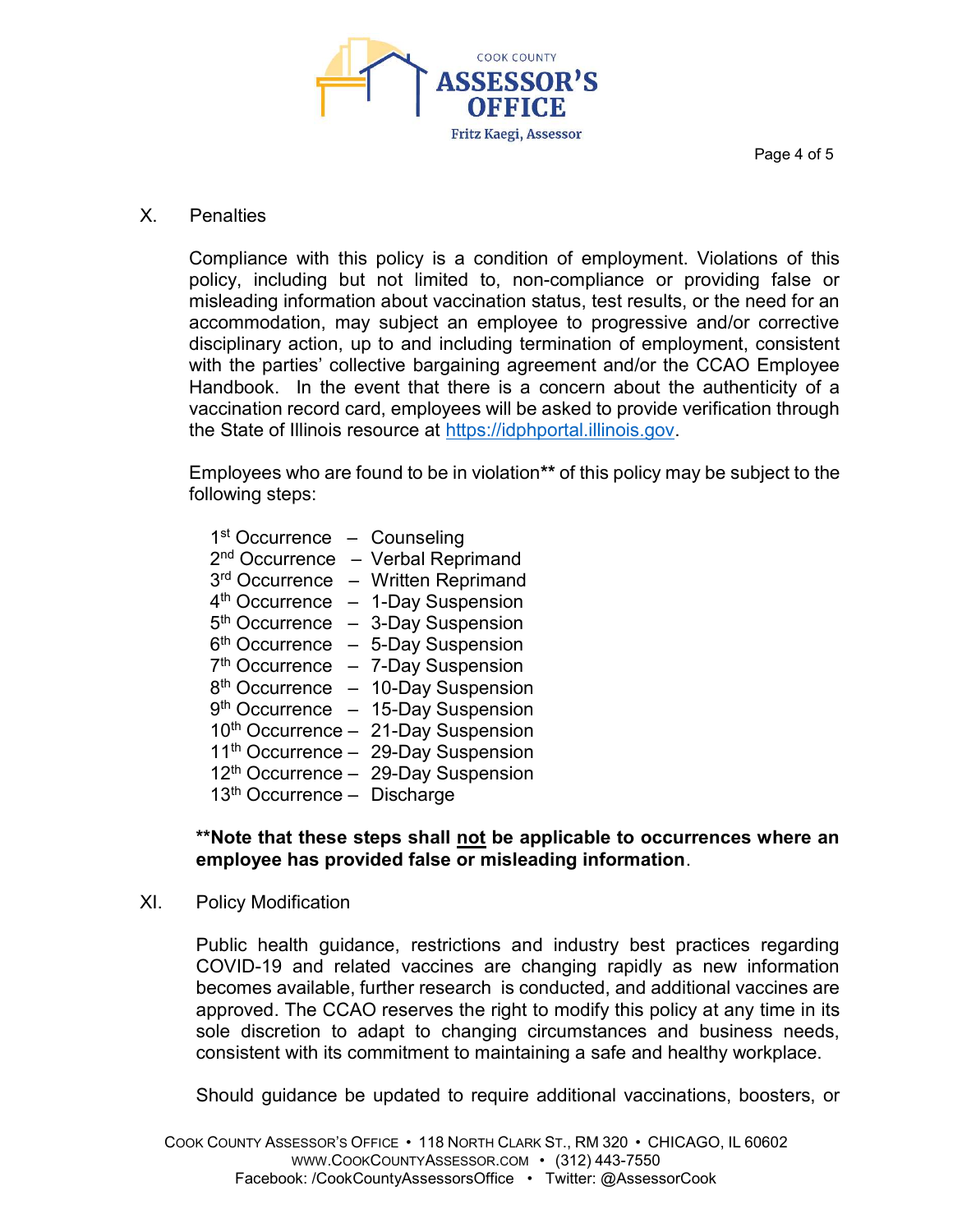## X. Penalties

Compliance with this policy is a condition of employment. Violations of this policy, including but not limited to, non-compliance or providing false or misleading information about vaccination status, test results, or the need for an accommodation, may subject an employee to progressive and/or corrective disciplinary action, up to and including termination of employment, consistent with the parties' collective bargaining agreement and/or the CCAO Employee Handbook. In the event that there is a concern about the authenticity of a vaccination record card, employees will be asked to provide verification through the State of Illinois resource at [https://idphportal.illinois.gov](https://idphportal.illinois.gov).

Employees who are found to be in violation** of this policy may be subject to the following steps:

1st Occurrence – Counseling
2nd Occurrence – Verbal Reprimand
3rd Occurrence – Written Reprimand
4th Occurrence – 1-Day Suspension
5th Occurrence – 3-Day Suspension
6th Occurrence – 5-Day Suspension
7th Occurrence – 7-Day Suspension
8th Occurrence – 10-Day Suspension
9th Occurrence – 15-Day Suspension
10th Occurrence – 21-Day Suspension
11th Occurrence – 29-Day Suspension
12th Occurrence – 29-Day Suspension
13th Occurrence – Discharge

****Note that these steps shall <u>not</u> be applicable to occurrences where an employee has provided false or misleading information**.

## XI. Policy Modification

Public health guidance, restrictions and industry best practices regarding COVID-19 and related vaccines are changing rapidly as new information becomes available, further research is conducted, and additional vaccines are approved. The CCAO reserves the right to modify this policy at any time in its sole discretion to adapt to changing circumstances and business needs, consistent with its commitment to maintaining a safe and healthy workplace.

Should guidance be updated to require additional vaccinations, boosters, or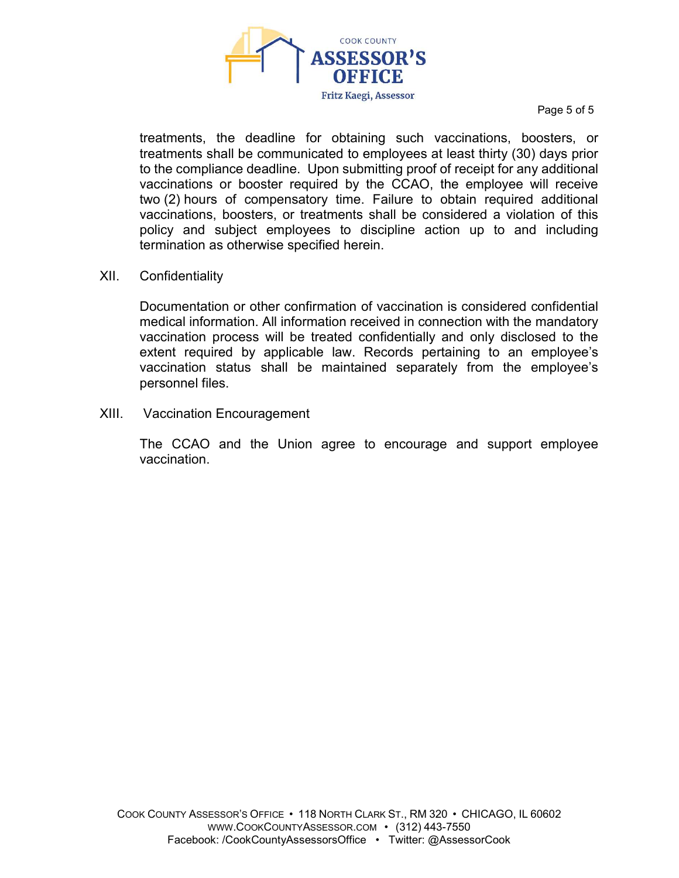treatments, the deadline for obtaining such vaccinations, boosters, or treatments shall be communicated to employees at least thirty (30) days prior to the compliance deadline. Upon submitting proof of receipt for any additional vaccinations or booster required by the CCAO, the employee will receive two (2) hours of compensatory time. Failure to obtain required additional vaccinations, boosters, or treatments shall be considered a violation of this policy and subject employees to discipline action up to and including termination as otherwise specified herein.

## XII. Confidentiality

Documentation or other confirmation of vaccination is considered confidential medical information. All information received in connection with the mandatory vaccination process will be treated confidentially and only disclosed to the extent required by applicable law. Records pertaining to an employee's vaccination status shall be maintained separately from the employee's personnel files.

## XIII. Vaccination Encouragement

The CCAO and the Union agree to encourage and support employee vaccination.